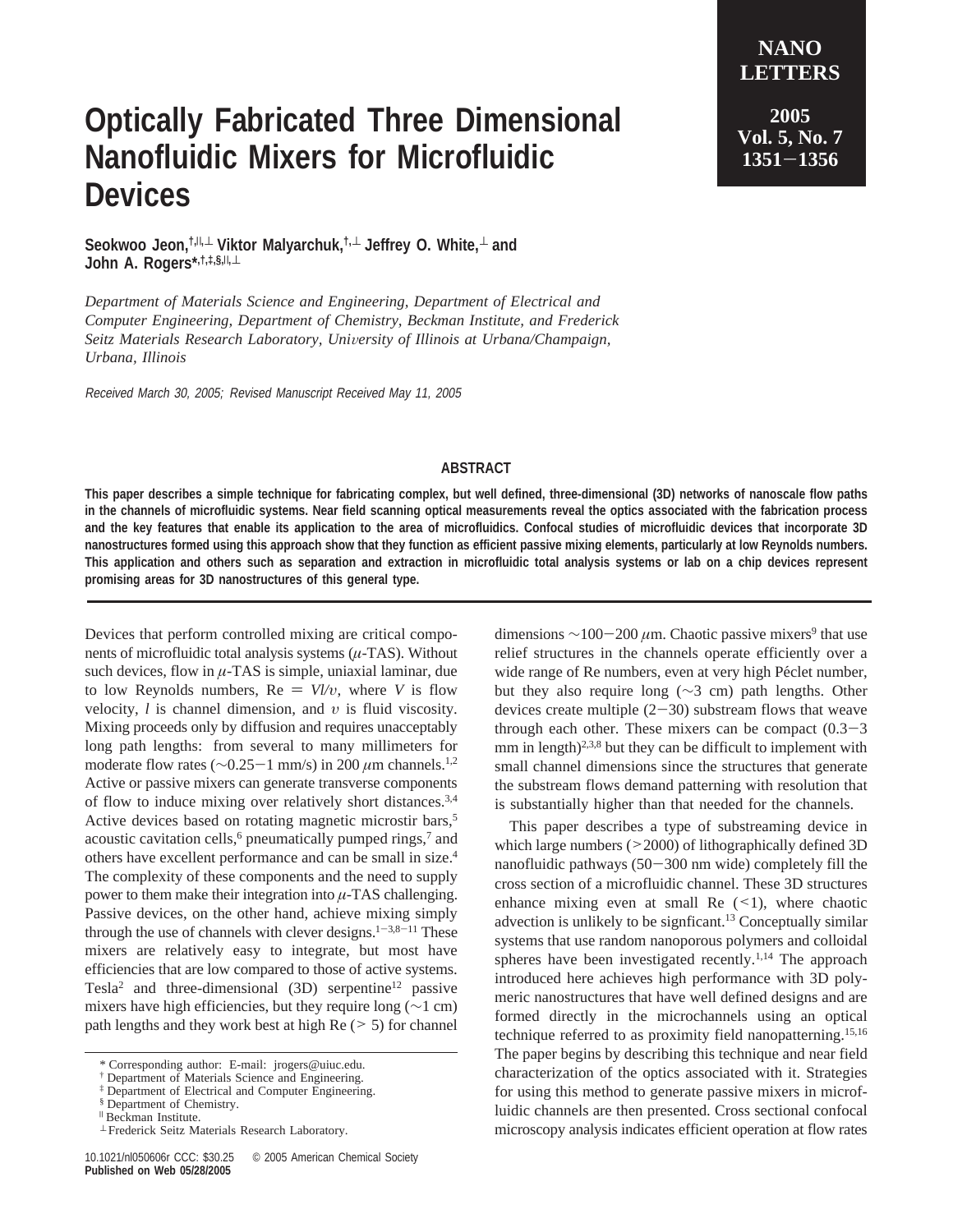# Optically Fabricated Three Dimensional Nanofluidic Mixers for Microfluidic Devices

**Seokwoo Jeon,[†,‖,⊥] Viktor Malyarchuk,[†,⊥] Jeffrey O. White,[⊥] and John A. Rogers*[,†,‡,§,‖,⊥]**

*Department of Materials Science and Engineering, Department of Electrical and Computer Engineering, Department of Chemistry, Beckman Institute, and Frederick Seitz Materials Research Laboratory, University of Illinois at Urbana/Champaign, Urbana, Illinois*

*Received March 30, 2005; Revised Manuscript Received May 11, 2005*

## ABSTRACT

**This paper describes a simple technique for fabricating complex, but well defined, three-dimensional (3D) networks of nanoscale flow paths in the channels of microfluidic systems. Near field scanning optical measurements reveal the optics associated with the fabrication process and the key features that enable its application to the area of microfluidics. Confocal studies of microfluidic devices that incorporate 3D nanostructures formed using this approach show that they function as efficient passive mixing elements, particularly at low Reynolds numbers. This application and others such as separation and extraction in microfluidic total analysis systems or lab on a chip devices represent promising areas for 3D nanostructures of this general type.**

---

Devices that perform controlled mixing are critical components of microfluidic total analysis systems ($\mu$-TAS). Without such devices, flow in $\mu$-TAS is simple, uniaxial laminar, due to low Reynolds numbers, $Re = Vl/\upsilon$, where $V$ is flow velocity, $l$ is channel dimension, and $\upsilon$ is fluid viscosity. Mixing proceeds only by diffusion and requires unacceptably long path lengths: from several to many millimeters for moderate flow rates (~0.25−1 mm/s) in 200 $\mu$m channels.[1,2] Active or passive mixers can generate transverse components of flow to induce mixing over relatively short distances.[3,4] Active devices based on rotating magnetic microstir bars,[5] acoustic cavitation cells,[6] pneumatically pumped rings,[7] and others have excellent performance and can be small in size.[4] The complexity of these components and the need to supply power to them make their integration into $\mu$-TAS challenging. Passive devices, on the other hand, achieve mixing simply through the use of channels with clever designs.[1−3,8−11] These mixers are relatively easy to integrate, but most have efficiencies that are low compared to those of active systems. Tesla[2] and three-dimensional (3D) serpentine[12] passive mixers have high efficiencies, but they require long (~1 cm) path lengths and they work best at high Re (> 5) for channel dimensions ~100−200 $\mu$m. Chaotic passive mixers[9] that use relief structures in the channels operate efficiently over a wide range of Re numbers, even at very high Péclet number, but they also require long (~3 cm) path lengths. Other devices create multiple (2−30) substream flows that weave through each other. These mixers can be compact (0.3−3 mm in length)[2,3,8] but they can be difficult to implement with small channel dimensions since the structures that generate the substream flows demand patterning with resolution that is substantially higher than that needed for the channels.

This paper describes a type of substreaming device in which large numbers (>2000) of lithographically defined 3D nanofluidic pathways (50−300 nm wide) completely fill the cross section of a microfluidic channel. These 3D structures enhance mixing even at small Re (<1), where chaotic advection is unlikely to be signficant.[13] Conceptually similar systems that use random nanoporous polymers and colloidal spheres have been investigated recently.[1,14] The approach introduced here achieves high performance with 3D polymeric nanostructures that have well defined designs and are formed directly in the microchannels using an optical technique referred to as proximity field nanopatterning.[15,16] The paper begins by describing this technique and near field characterization of the optics associated with it. Strategies for using this method to generate passive mixers in microfluidic channels are then presented. Cross sectional confocal microscopy analysis indicates efficient operation at flow rates

---

* Corresponding author: E-mail: jrogers@uiuc.edu.
† Department of Materials Science and Engineering.
‡ Department of Electrical and Computer Engineering.
§ Department of Chemistry.
‖ Beckman Institute.
⊥ Frederick Seitz Materials Research Laboratory.

10.1021/nl050606r CCC: $30.25 © 2005 American Chemical Society
**Published on Web 05/28/2005**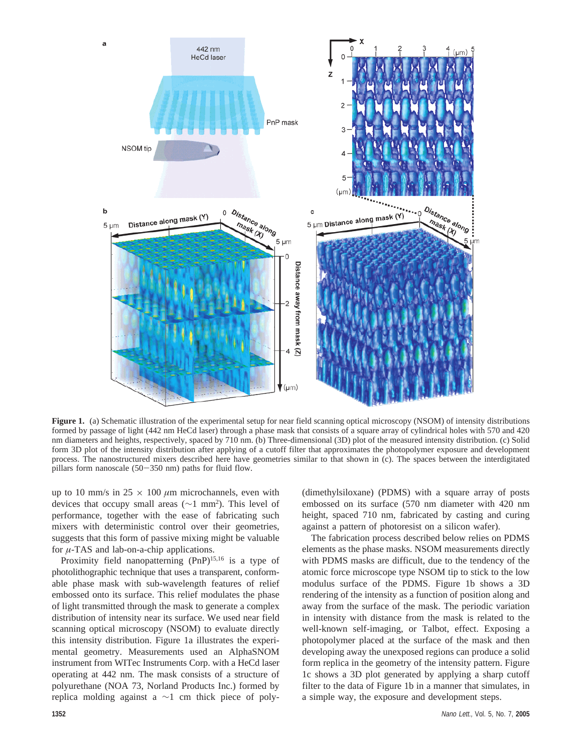**Figure 1.** (a) Schematic illustration of the experimental setup for near field scanning optical microscopy (NSOM) of intensity distributions formed by passage of light (442 nm HeCd laser) through a phase mask that consists of a square array of cylindrical holes with 570 and 420 nm diameters and heights, respectively, spaced by 710 nm. (b) Three-dimensional (3D) plot of the measured intensity distribution. (c) Solid form 3D plot of the intensity distribution after applying of a cutoff filter that approximates the photopolymer exposure and development process. The nanostructured mixers described here have geometries similar to that shown in (c). The spaces between the interdigitated pillars form nanoscale (50−350 nm) paths for fluid flow.

up to 10 mm/s in 25 × 100 $\mu$m microchannels, even with devices that occupy small areas (~1 mm$^2$). This level of performance, together with the ease of fabricating such mixers with deterministic control over their geometries, suggests that this form of passive mixing might be valuable for $\mu$-TAS and lab-on-a-chip applications.

Proximity field nanopatterning (PnP)[15,16] is a type of photolithographic technique that uses a transparent, conformable phase mask with sub-wavelength features of relief embossed onto its surface. This relief modulates the phase of light transmitted through the mask to generate a complex distribution of intensity near its surface. We used near field scanning optical microscopy (NSOM) to evaluate directly this intensity distribution. Figure 1a illustrates the experimental geometry. Measurements used an AlphaSNOM instrument from WITec Instruments Corp. with a HeCd laser operating at 442 nm. The mask consists of a structure of polyurethane (NOA 73, Norland Products Inc.) formed by replica molding against a ~1 cm thick piece of poly(dimethylsiloxane) (PDMS) with a square array of posts embossed on its surface (570 nm diameter with 420 nm height, spaced 710 nm, fabricated by casting and curing against a pattern of photoresist on a silicon wafer).

The fabrication process described below relies on PDMS elements as the phase masks. NSOM measurements directly with PDMS masks are difficult, due to the tendency of the atomic force microscope type NSOM tip to stick to the low modulus surface of the PDMS. Figure 1b shows a 3D rendering of the intensity as a function of position along and away from the surface of the mask. The periodic variation in intensity with distance from the mask is related to the well-known self-imaging, or Talbot, effect. Exposing a photopolymer placed at the surface of the mask and then developing away the unexposed regions can produce a solid form replica in the geometry of the intensity pattern. Figure 1c shows a 3D plot generated by applying a sharp cutoff filter to the data of Figure 1b in a manner that simulates, in a simple way, the exposure and development steps.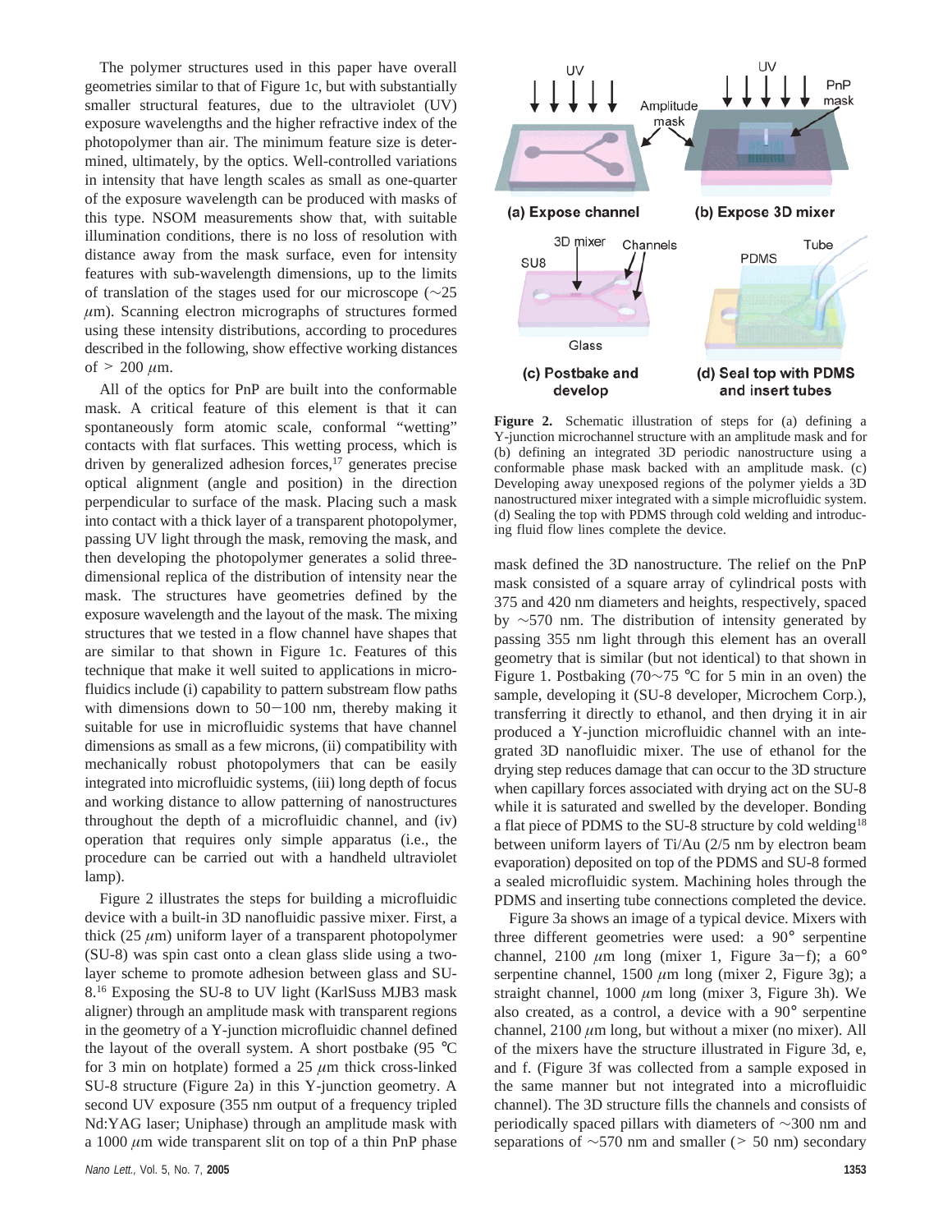The polymer structures used in this paper have overall geometries similar to that of Figure 1c, but with substantially smaller structural features, due to the ultraviolet (UV) exposure wavelengths and the higher refractive index of the photopolymer than air. The minimum feature size is determined, ultimately, by the optics. Well-controlled variations in intensity that have length scales as small as one-quarter of the exposure wavelength can be produced with masks of this type. NSOM measurements show that, with suitable illumination conditions, there is no loss of resolution with distance away from the mask surface, even for intensity features with sub-wavelength dimensions, up to the limits of translation of the stages used for our microscope (~25 μm). Scanning electron micrographs of structures formed using these intensity distributions, according to procedures described in the following, show effective working distances of > 200 μm.

All of the optics for PnP are built into the conformable mask. A critical feature of this element is that it can spontaneously form atomic scale, conformal "wetting" contacts with flat surfaces. This wetting process, which is driven by generalized adhesion forces,[17] generates precise optical alignment (angle and position) in the direction perpendicular to surface of the mask. Placing such a mask into contact with a thick layer of a transparent photopolymer, passing UV light through the mask, removing the mask, and then developing the photopolymer generates a solid three-dimensional replica of the distribution of intensity near the mask. The structures have geometries defined by the exposure wavelength and the layout of the mask. The mixing structures that we tested in a flow channel have shapes that are similar to that shown in Figure 1c. Features of this technique that make it well suited to applications in microfluidics include (i) capability to pattern substream flow paths with dimensions down to 50−100 nm, thereby making it suitable for use in microfluidic systems that have channel dimensions as small as a few microns, (ii) compatibility with mechanically robust photopolymers that can be easily integrated into microfluidic systems, (iii) long depth of focus and working distance to allow patterning of nanostructures throughout the depth of a microfluidic channel, and (iv) operation that requires only simple apparatus (i.e., the procedure can be carried out with a handheld ultraviolet lamp).

Figure 2 illustrates the steps for building a microfluidic device with a built-in 3D nanofluidic passive mixer. First, a thick (25 μm) uniform layer of a transparent photopolymer (SU-8) was spin cast onto a clean glass slide using a two-layer scheme to promote adhesion between glass and SU-8.[16] Exposing the SU-8 to UV light (KarlSuss MJB3 mask aligner) through an amplitude mask with transparent regions in the geometry of a Y-junction microfluidic channel defined the layout of the overall system. A short postbake (95 °C for 3 min on hotplate) formed a 25 μm thick cross-linked SU-8 structure (Figure 2a) in this Y-junction geometry. A second UV exposure (355 nm output of a frequency tripled Nd:YAG laser; Uniphase) through an amplitude mask with a 1000 μm wide transparent slit on top of a thin PnP phase mask defined the 3D nanostructure. The relief on the PnP mask consisted of a square array of cylindrical posts with 375 and 420 nm diameters and heights, respectively, spaced by ~570 nm. The distribution of intensity generated by passing 355 nm light through this element has an overall geometry that is similar (but not identical) to that shown in Figure 1. Postbaking (70~75 °C for 5 min in an oven) the sample, developing it (SU-8 developer, Microchem Corp.), transferring it directly to ethanol, and then drying it in air produced a Y-junction microfluidic channel with an integrated 3D nanofluidic mixer. The use of ethanol for the drying step reduces damage that can occur to the 3D structure when capillary forces associated with drying act on the SU-8 while it is saturated and swelled by the developer. Bonding a flat piece of PDMS to the SU-8 structure by cold welding[18] between uniform layers of Ti/Au (2/5 nm by electron beam evaporation) deposited on top of the PDMS and SU-8 formed a sealed microfluidic system. Machining holes through the PDMS and inserting tube connections completed the device.

**Figure 2.** Schematic illustration of steps for (a) defining a Y-junction microchannel structure with an amplitude mask and for (b) defining an integrated 3D periodic nanostructure using a conformable phase mask backed with an amplitude mask. (c) Developing away unexposed regions of the polymer yields a 3D nanostructured mixer integrated with a simple microfluidic system. (d) Sealing the top with PDMS through cold welding and introducing fluid flow lines complete the device.

Figure 3a shows an image of a typical device. Mixers with three different geometries were used: a 90° serpentine channel, 2100 μm long (mixer 1, Figure 3a−f); a 60° serpentine channel, 1500 μm long (mixer 2, Figure 3g); a straight channel, 1000 μm long (mixer 3, Figure 3h). We also created, as a control, a device with a 90° serpentine channel, 2100 μm long, but without a mixer (no mixer). All of the mixers have the structure illustrated in Figure 3d, e, and f. (Figure 3f was collected from a sample exposed in the same manner but not integrated into a microfluidic channel). The 3D structure fills the channels and consists of periodically spaced pillars with diameters of ~300 nm and separations of ~570 nm and smaller (> 50 nm) secondary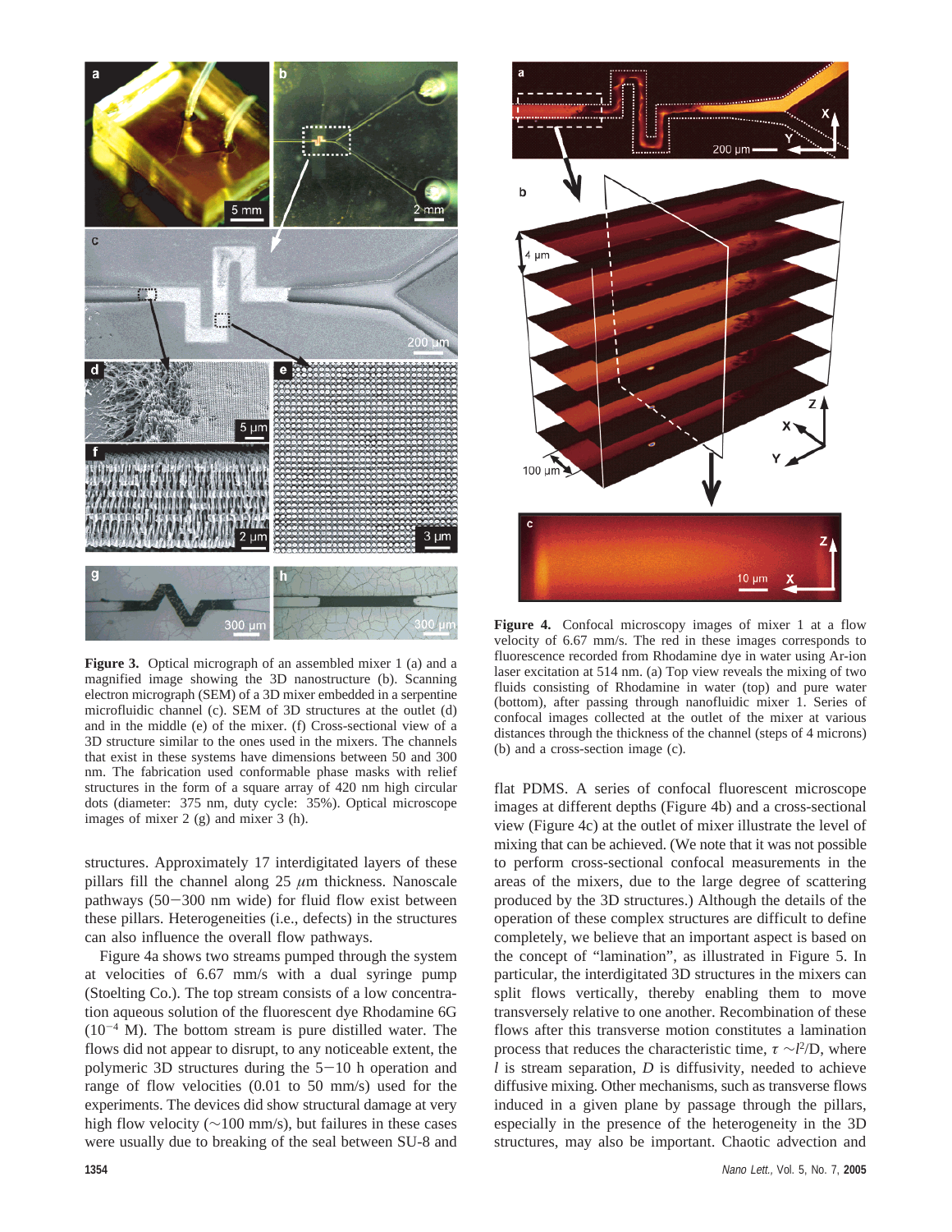**Figure 3.** Optical micrograph of an assembled mixer 1 (a) and a magnified image showing the 3D nanostructure (b). Scanning electron micrograph (SEM) of a 3D mixer embedded in a serpentine microfluidic channel (c). SEM of 3D structures at the outlet (d) and in the middle (e) of the mixer. (f) Cross-sectional view of a 3D structure similar to the ones used in the mixers. The channels that exist in these systems have dimensions between 50 and 300 nm. The fabrication used conformable phase masks with relief structures in the form of a square array of 420 nm high circular dots (diameter: 375 nm, duty cycle: 35%). Optical microscope images of mixer 2 (g) and mixer 3 (h).

**Figure 4.** Confocal microscopy images of mixer 1 at a flow velocity of 6.67 mm/s. The red in these images corresponds to fluorescence recorded from Rhodamine dye in water using Ar-ion laser excitation at 514 nm. (a) Top view reveals the mixing of two fluids consisting of Rhodamine in water (top) and pure water (bottom), after passing through nanofluidic mixer 1. Series of confocal images collected at the outlet of the mixer at various distances through the thickness of the channel (steps of 4 microns) (b) and a cross-section image (c).

structures. Approximately 17 interdigitated layers of these pillars fill the channel along 25 $\mu$m thickness. Nanoscale pathways (50−300 nm wide) for fluid flow exist between these pillars. Heterogeneities (i.e., defects) in the structures can also influence the overall flow pathways.

Figure 4a shows two streams pumped through the system at velocities of 6.67 mm/s with a dual syringe pump (Stoelting Co.). The top stream consists of a low concentration aqueous solution of the fluorescent dye Rhodamine 6G ($10^{-4}$ M). The bottom stream is pure distilled water. The flows did not appear to disrupt, to any noticeable extent, the polymeric 3D structures during the 5−10 h operation and range of flow velocities (0.01 to 50 mm/s) used for the experiments. The devices did show structural damage at very high flow velocity (~100 mm/s), but failures in these cases were usually due to breaking of the seal between SU-8 and flat PDMS. A series of confocal fluorescent microscope images at different depths (Figure 4b) and a cross-sectional view (Figure 4c) at the outlet of mixer illustrate the level of mixing that can be achieved. (We note that it was not possible to perform cross-sectional confocal measurements in the areas of the mixers, due to the large degree of scattering produced by the 3D structures.) Although the details of the operation of these complex structures are difficult to define completely, we believe that an important aspect is based on the concept of "lamination", as illustrated in Figure 5. In particular, the interdigitated 3D structures in the mixers can split flows vertically, thereby enabling them to move transversely relative to one another. Recombination of these flows after this transverse motion constitutes a lamination process that reduces the characteristic time, $\tau \sim l^2/D$, where $l$ is stream separation, $D$ is diffusivity, needed to achieve diffusive mixing. Other mechanisms, such as transverse flows induced in a given plane by passage through the pillars, especially in the presence of the heterogeneity in the 3D structures, may also be important. Chaotic advection and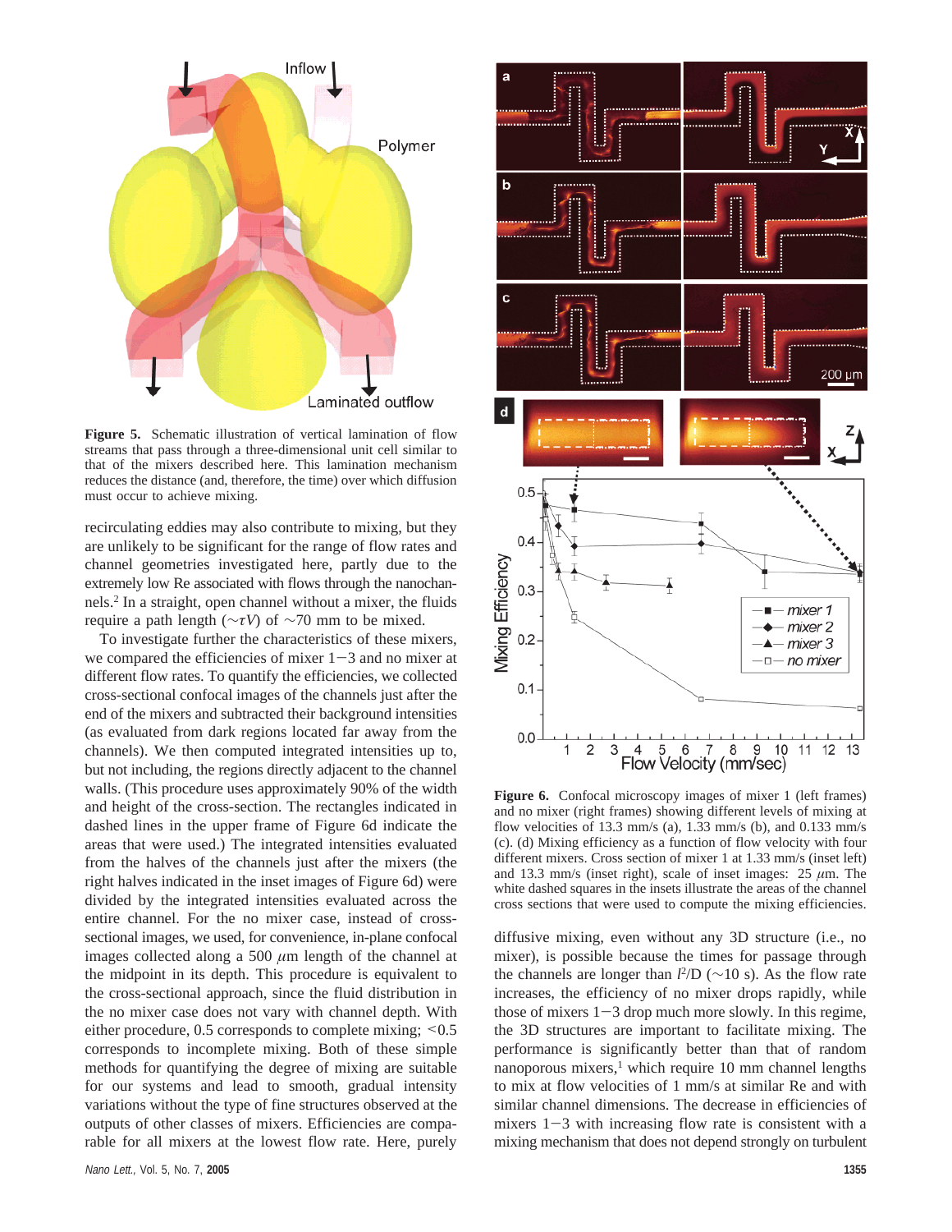**Figure 5.** Schematic illustration of vertical lamination of flow streams that pass through a three-dimensional unit cell similar to that of the mixers described here. This lamination mechanism reduces the distance (and, therefore, the time) over which diffusion must occur to achieve mixing.

recirculating eddies may also contribute to mixing, but they are unlikely to be significant for the range of flow rates and channel geometries investigated here, partly due to the extremely low Re associated with flows through the nanochannels.[2] In a straight, open channel without a mixer, the fluids require a path length ($\sim\tau V$) of $\sim$70 mm to be mixed.

To investigate further the characteristics of these mixers, we compared the efficiencies of mixer 1−3 and no mixer at different flow rates. To quantify the efficiencies, we collected cross-sectional confocal images of the channels just after the end of the mixers and subtracted their background intensities (as evaluated from dark regions located far away from the channels). We then computed integrated intensities up to, but not including, the regions directly adjacent to the channel walls. (This procedure uses approximately 90% of the width and height of the cross-section. The rectangles indicated in dashed lines in the upper frame of Figure 6d indicate the areas that were used.) The integrated intensities evaluated from the halves of the channels just after the mixers (the right halves indicated in the inset images of Figure 6d) were divided by the integrated intensities evaluated across the entire channel. For the no mixer case, instead of cross-sectional images, we used, for convenience, in-plane confocal images collected along a 500 $\mu$m length of the channel at the midpoint in its depth. This procedure is equivalent to the cross-sectional approach, since the fluid distribution in the no mixer case does not vary with channel depth. With either procedure, 0.5 corresponds to complete mixing; <0.5 corresponds to incomplete mixing. Both of these simple methods for quantifying the degree of mixing are suitable for our systems and lead to smooth, gradual intensity variations without the type of fine structures observed at the outputs of other classes of mixers. Efficiencies are comparable for all mixers at the lowest flow rate. Here, purely diffusive mixing, even without any 3D structure (i.e., no mixer), is possible because the times for passage through the channels are longer than $l^2/D$ ($\sim$10 s). As the flow rate increases, the efficiency of no mixer drops rapidly, while those of mixers 1−3 drop much more slowly. In this regime, the 3D structures are important to facilitate mixing. The performance is significantly better than that of random nanoporous mixers,[1] which require 10 mm channel lengths to mix at flow velocities of 1 mm/s at similar Re and with similar channel dimensions. The decrease in efficiencies of mixers 1−3 with increasing flow rate is consistent with a mixing mechanism that does not depend strongly on turbulent

**Figure 6.** Confocal microscopy images of mixer 1 (left frames) and no mixer (right frames) showing different levels of mixing at flow velocities of 13.3 mm/s (a), 1.33 mm/s (b), and 0.133 mm/s (c). (d) Mixing efficiency as a function of flow velocity with four different mixers. Cross section of mixer 1 at 1.33 mm/s (inset left) and 13.3 mm/s (inset right), scale of inset images: 25 $\mu$m. The white dashed squares in the insets illustrate the areas of the channel cross sections that were used to compute the mixing efficiencies.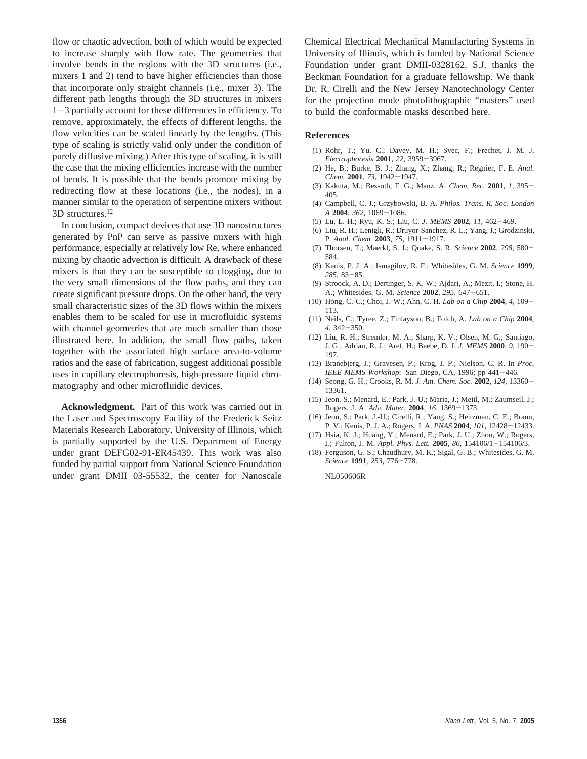flow or chaotic advection, both of which would be expected to increase sharply with flow rate. The geometries that involve bends in the regions with the 3D structures (i.e., mixers 1 and 2) tend to have higher efficiencies than those that incorporate only straight channels (i.e., mixer 3). The different path lengths through the 3D structures in mixers 1−3 partially account for these differences in efficiency. To remove, approximately, the effects of different lengths, the flow velocities can be scaled linearly by the lengths. (This type of scaling is strictly valid only under the condition of purely diffusive mixing.) After this type of scaling, it is still the case that the mixing efficiencies increase with the number of bends. It is possible that the bends promote mixing by redirecting flow at these locations (i.e., the nodes), in a manner similar to the operation of serpentine mixers without 3D structures.[12]

In conclusion, compact devices that use 3D nanostructures generated by PnP can serve as passive mixers with high performance, especially at relatively low Re, where enhanced mixing by chaotic advection is difficult. A drawback of these mixers is that they can be susceptible to clogging, due to the very small dimensions of the flow paths, and they can create significant pressure drops. On the other hand, the very small characteristic sizes of the 3D flows within the mixers enables them to be scaled for use in microfluidic systems with channel geometries that are much smaller than those illustrated here. In addition, the small flow paths, taken together with the associated high surface area-to-volume ratios and the ease of fabrication, suggest additional possible uses in capillary electrophoresis, high-pressure liquid chromatography and other microfluidic devices.

**Acknowledgment.** Part of this work was carried out in the Laser and Spectroscopy Facility of the Frederick Seitz Materials Research Laboratory, University of Illinois, which is partially supported by the U.S. Department of Energy under grant DEFG02-91-ER45439. This work was also funded by partial support from National Science Foundation under grant DMII 03-55532, the center for Nanoscale Chemical Electrical Mechanical Manufacturing Systems in University of Illinois, which is funded by National Science Foundation under grant DMII-0328162. S.J. thanks the Beckman Foundation for a graduate fellowship. We thank Dr. R. Cirelli and the New Jersey Nanotechnology Center for the projection mode photolithographic "masters" used to build the conformable masks described here.

## References

(1) Rohr, T.; Yu, C.; Davey, M. H.; Svec, F.; Frechet, J. M. J. *Electrophoresis* **2001**, *22*, 3959−3967.
(2) He, B.; Burke, B. J.; Zhang, X.; Zhang, R.; Regnier, F. E. *Anal. Chem.* **2001**, *73*, 1942−1947.
(3) Kakuta, M.; Bessoth, F. G.; Manz, A. *Chem. Rec.* **2001**, *1*, 395−405.
(4) Campbell, C. J.; Grzybowski, B. A. *Philos. Trans. R. Soc. London A* **2004**, *362*, 1069−1086.
(5) Lu, L.-H.; Ryu, K. S.; Liu, C. *J. MEMS* **2002**, *11*, 462−469.
(6) Liu, R. H.; Lenigk, R.; Druyor-Sanchez, R. L.; Yang, J.; Grodzinski, P. *Anal. Chem.* **2003**, *75*, 1911−1917.
(7) Thorsen, T.; Maerkl, S. J.; Quake, S. R. *Science* **2002**, *298*, 580−584.
(8) Kenis, P. J. A.; Ismagilov, R. F.; Whitesides, G. M. *Science* **1999**, *285*, 83−85.
(9) Stroock, A. D.; Dertinger, S. K. W.; Ajdari, A.; Mezit, I.; Stone, H. A.; Whitesides, G. M. *Science* **2002**, *295*, 647−651.
(10) Hong, C.-C.; Choi, J.-W.; Ahn, C. H. *Lab on a Chip* **2004**, *4*, 109−113.
(11) Neils, C.; Tyree, Z.; Finlayson, B.; Folch, A. *Lab on a Chip* **2004**, *4*, 342−350.
(12) Liu, R. H.; Stremler, M. A.; Sharp, K. V.; Olsen, M. G.; Santiago, J. G.; Adrian, R. J.; Aref, H.; Beebe, D. J. *J. MEMS* **2000**, *9*, 190−197.
(13) Branebjerg, J.; Gravesen, P.; Krog, J. P.; Nielson, C. R. In *Proc. IEEE MEMS Workshop*: San Diego, CA, 1996; pp 441−446.
(14) Seong, G. H.; Crooks, R. M. *J. Am. Chem. Soc.* **2002**, *124*, 13360−13361.
(15) Jeon, S.; Menard, E.; Park, J.-U.; Maria, J.; Meitl, M.; Zaumseil, J.; Rogers, J. A. *Adv. Mater.* **2004**, *16*, 1369−1373.
(16) Jeon, S.; Park, J.-U.; Cirelli, R.; Yang, S.; Heitzman, C. E.; Braun, P. V.; Kenis, P. J. A.; Rogers, J. A. *PNAS* **2004**, *101*, 12428−12433.
(17) Hsia, K. J.; Huang, Y.; Menard, E.; Park, J. U.; Zhou, W.; Rogers, J.; Fulton, J. M. *Appl. Phys. Lett.* **2005**, *86*, 154106/1−154106/3.
(18) Ferguson, G. S.; Chaudhury, M. K.; Sigal, G. B.; Whitesides, G. M. *Science* **1991**, *253*, 776−778.

NL050606R